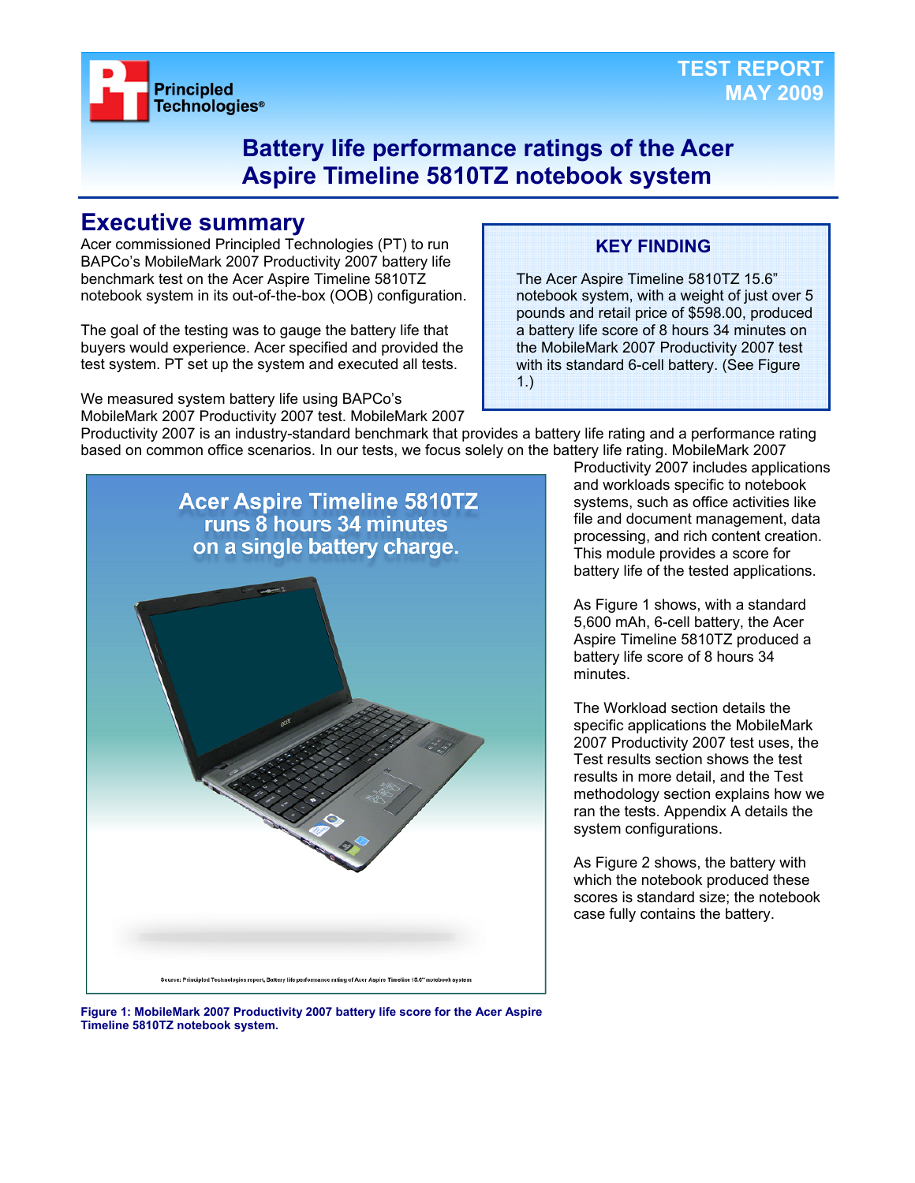TEST REPORT
MAY 2009

# Battery life performance ratings of the Acer Aspire Timeline 5810TZ notebook system

## Executive summary

Acer commissioned Principled Technologies (PT) to run BAPCo's MobileMark 2007 Productivity 2007 battery life benchmark test on the Acer Aspire Timeline 5810TZ notebook system in its out-of-the-box (OOB) configuration.

The goal of the testing was to gauge the battery life that buyers would experience. Acer specified and provided the test system. PT set up the system and executed all tests.

**KEY FINDING**

The Acer Aspire Timeline 5810TZ 15.6" notebook system, with a weight of just over 5 pounds and retail price of $598.00, produced a battery life score of 8 hours 34 minutes on the MobileMark 2007 Productivity 2007 test with its standard 6-cell battery. (See Figure 1.)

We measured system battery life using BAPCo's MobileMark 2007 Productivity 2007 test. MobileMark 2007 Productivity 2007 is an industry-standard benchmark that provides a battery life rating and a performance rating based on common office scenarios. In our tests, we focus solely on the battery life rating. MobileMark 2007 Productivity 2007 includes applications and workloads specific to notebook systems, such as office activities like file and document management, data processing, and rich content creation. This module provides a score for battery life of the tested applications.

Acer Aspire Timeline 5810TZ runs 8 hours 34 minutes on a single battery charge.

Source: Principled Technologies report, Battery life performance rating of Acer Aspire Timeline 15.6" notebook system

**Figure 1: MobileMark 2007 Productivity 2007 battery life score for the Acer Aspire Timeline 5810TZ notebook system.**

As Figure 1 shows, with a standard 5,600 mAh, 6-cell battery, the Acer Aspire Timeline 5810TZ produced a battery life score of 8 hours 34 minutes.

The Workload section details the specific applications the MobileMark 2007 Productivity 2007 test uses, the Test results section shows the test results in more detail, and the Test methodology section explains how we ran the tests. Appendix A details the system configurations.

As Figure 2 shows, the battery with which the notebook produced these scores is standard size; the notebook case fully contains the battery.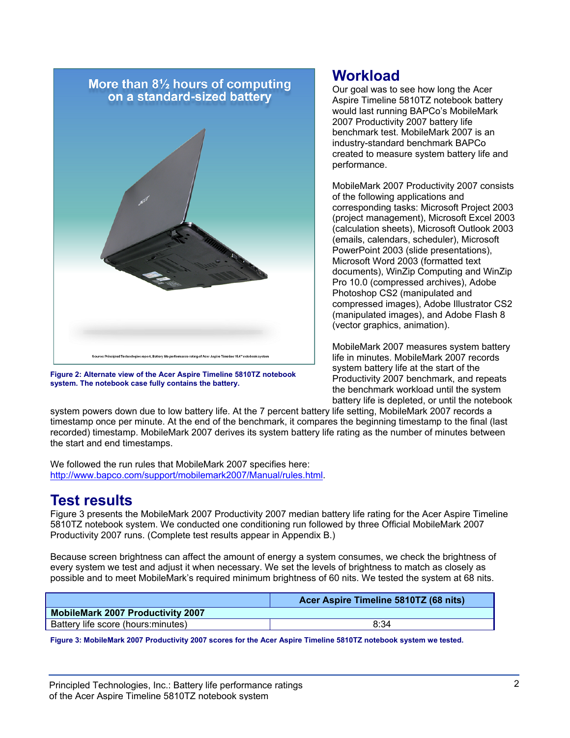Figure 2: Alternate view of the Acer Aspire Timeline 5810TZ notebook system. The notebook case fully contains the battery.

## Workload

Our goal was to see how long the Acer Aspire Timeline 5810TZ notebook battery would last running BAPCo's MobileMark 2007 Productivity 2007 battery life benchmark test. MobileMark 2007 is an industry-standard benchmark BAPCo created to measure system battery life and performance.

MobileMark 2007 Productivity 2007 consists of the following applications and corresponding tasks: Microsoft Project 2003 (project management), Microsoft Excel 2003 (calculation sheets), Microsoft Outlook 2003 (emails, calendars, scheduler), Microsoft PowerPoint 2003 (slide presentations), Microsoft Word 2003 (formatted text documents), WinZip Computing and WinZip Pro 10.0 (compressed archives), Adobe Photoshop CS2 (manipulated and compressed images), Adobe Illustrator CS2 (manipulated images), and Adobe Flash 8 (vector graphics, animation).

MobileMark 2007 measures system battery life in minutes. MobileMark 2007 records system battery life at the start of the Productivity 2007 benchmark, and repeats the benchmark workload until the system battery life is depleted, or until the notebook system powers down due to low battery life. At the 7 percent battery life setting, MobileMark 2007 records a timestamp once per minute. At the end of the benchmark, it compares the beginning timestamp to the final (last recorded) timestamp. MobileMark 2007 derives its system battery life rating as the number of minutes between the start and end timestamps.

We followed the run rules that MobileMark 2007 specifies here: http://www.bapco.com/support/mobilemark2007/Manual/rules.html.

## Test results

Figure 3 presents the MobileMark 2007 Productivity 2007 median battery life rating for the Acer Aspire Timeline 5810TZ notebook system. We conducted one conditioning run followed by three Official MobileMark 2007 Productivity 2007 runs. (Complete test results appear in Appendix B.)

Because screen brightness can affect the amount of energy a system consumes, we check the brightness of every system we test and adjust it when necessary. We set the levels of brightness to match as closely as possible and to meet MobileMark's required minimum brightness of 60 nits. We tested the system at 68 nits.

| | Acer Aspire Timeline 5810TZ (68 nits) |
|---|---|
| **MobileMark 2007 Productivity 2007** | |
| Battery life score (hours:minutes) | 8:34 |

Figure 3: MobileMark 2007 Productivity 2007 scores for the Acer Aspire Timeline 5810TZ notebook system we tested.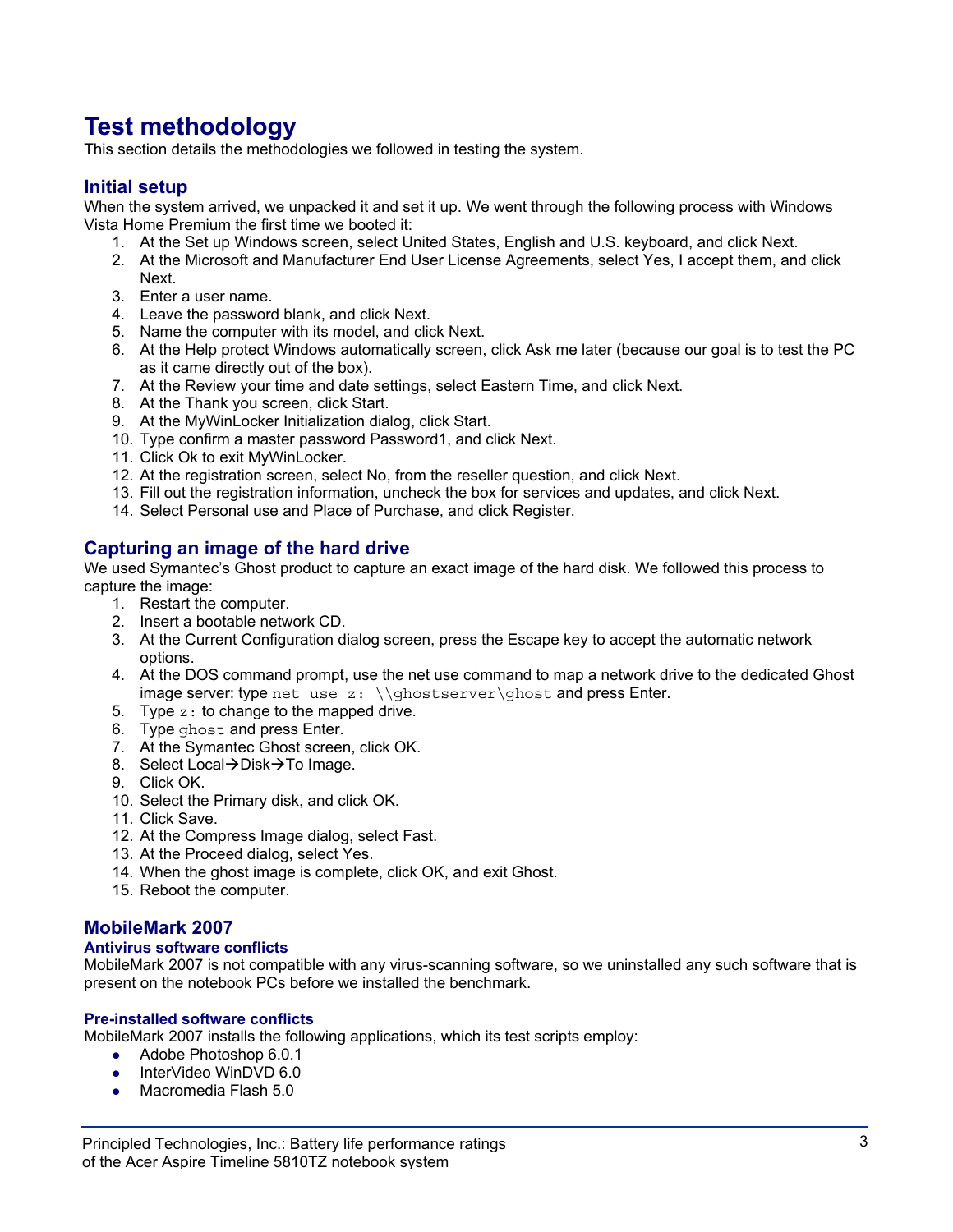# Test methodology

This section details the methodologies we followed in testing the system.

## Initial setup

When the system arrived, we unpacked it and set it up. We went through the following process with Windows Vista Home Premium the first time we booted it:

1. At the Set up Windows screen, select United States, English and U.S. keyboard, and click Next.
2. At the Microsoft and Manufacturer End User License Agreements, select Yes, I accept them, and click Next.
3. Enter a user name.
4. Leave the password blank, and click Next.
5. Name the computer with its model, and click Next.
6. At the Help protect Windows automatically screen, click Ask me later (because our goal is to test the PC as it came directly out of the box).
7. At the Review your time and date settings, select Eastern Time, and click Next.
8. At the Thank you screen, click Start.
9. At the MyWinLocker Initialization dialog, click Start.
10. Type confirm a master password Password1, and click Next.
11. Click Ok to exit MyWinLocker.
12. At the registration screen, select No, from the reseller question, and click Next.
13. Fill out the registration information, uncheck the box for services and updates, and click Next.
14. Select Personal use and Place of Purchase, and click Register.

## Capturing an image of the hard drive

We used Symantec's Ghost product to capture an exact image of the hard disk. We followed this process to capture the image:

1. Restart the computer.
2. Insert a bootable network CD.
3. At the Current Configuration dialog screen, press the Escape key to accept the automatic network options.
4. At the DOS command prompt, use the net use command to map a network drive to the dedicated Ghost image server: type `net use z: \\ghostserver\ghost` and press Enter.
5. Type `z:` to change to the mapped drive.
6. Type `ghost` and press Enter.
7. At the Symantec Ghost screen, click OK.
8. Select Local→Disk→To Image.
9. Click OK.
10. Select the Primary disk, and click OK.
11. Click Save.
12. At the Compress Image dialog, select Fast.
13. At the Proceed dialog, select Yes.
14. When the ghost image is complete, click OK, and exit Ghost.
15. Reboot the computer.

## MobileMark 2007

### Antivirus software conflicts

MobileMark 2007 is not compatible with any virus-scanning software, so we uninstalled any such software that is present on the notebook PCs before we installed the benchmark.

### Pre-installed software conflicts

MobileMark 2007 installs the following applications, which its test scripts employ:

- Adobe Photoshop 6.0.1
- InterVideo WinDVD 6.0
- Macromedia Flash 5.0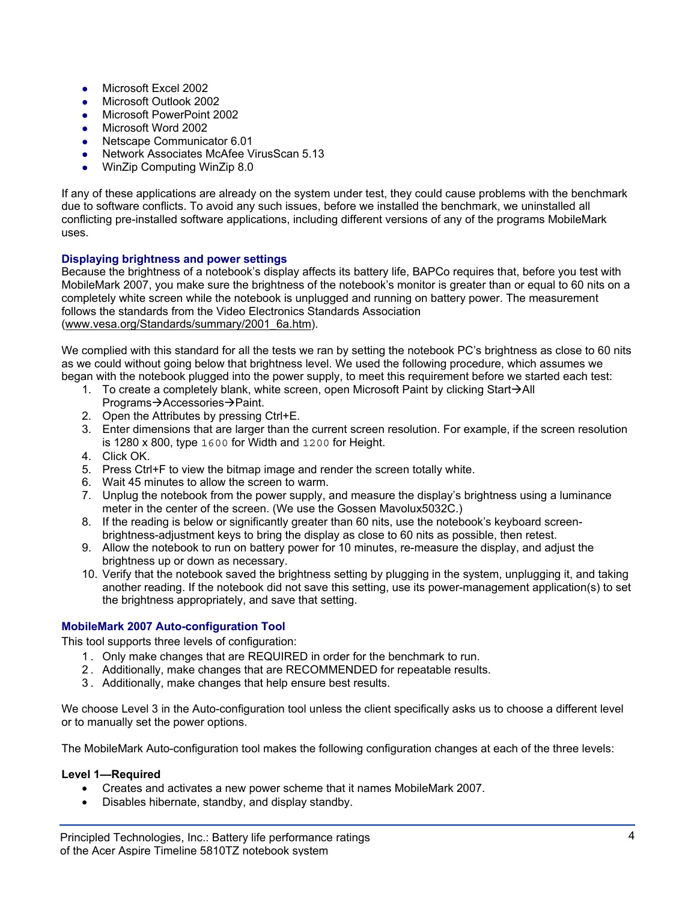- Microsoft Excel 2002
- Microsoft Outlook 2002
- Microsoft PowerPoint 2002
- Microsoft Word 2002
- Netscape Communicator 6.01
- Network Associates McAfee VirusScan 5.13
- WinZip Computing WinZip 8.0

If any of these applications are already on the system under test, they could cause problems with the benchmark due to software conflicts. To avoid any such issues, before we installed the benchmark, we uninstalled all conflicting pre-installed software applications, including different versions of any of the programs MobileMark uses.

### Displaying brightness and power settings

Because the brightness of a notebook's display affects its battery life, BAPCo requires that, before you test with MobileMark 2007, you make sure the brightness of the notebook's monitor is greater than or equal to 60 nits on a completely white screen while the notebook is unplugged and running on battery power. The measurement follows the standards from the Video Electronics Standards Association (www.vesa.org/Standards/summary/2001_6a.htm).

We complied with this standard for all the tests we ran by setting the notebook PC's brightness as close to 60 nits as we could without going below that brightness level. We used the following procedure, which assumes we began with the notebook plugged into the power supply, to meet this requirement before we started each test:

1. To create a completely blank, white screen, open Microsoft Paint by clicking Start→All Programs→Accessories→Paint.
2. Open the Attributes by pressing Ctrl+E.
3. Enter dimensions that are larger than the current screen resolution. For example, if the screen resolution is 1280 x 800, type `1600` for Width and `1200` for Height.
4. Click OK.
5. Press Ctrl+F to view the bitmap image and render the screen totally white.
6. Wait 45 minutes to allow the screen to warm.
7. Unplug the notebook from the power supply, and measure the display's brightness using a luminance meter in the center of the screen. (We use the Gossen Mavolux5032C.)
8. If the reading is below or significantly greater than 60 nits, use the notebook's keyboard screen-brightness-adjustment keys to bring the display as close to 60 nits as possible, then retest.
9. Allow the notebook to run on battery power for 10 minutes, re-measure the display, and adjust the brightness up or down as necessary.
10. Verify that the notebook saved the brightness setting by plugging in the system, unplugging it, and taking another reading. If the notebook did not save this setting, use its power-management application(s) to set the brightness appropriately, and save that setting.

### MobileMark 2007 Auto-configuration Tool

This tool supports three levels of configuration:

1. Only make changes that are REQUIRED in order for the benchmark to run.
2. Additionally, make changes that are RECOMMENDED for repeatable results.
3. Additionally, make changes that help ensure best results.

We choose Level 3 in the Auto-configuration tool unless the client specifically asks us to choose a different level or to manually set the power options.

The MobileMark Auto-configuration tool makes the following configuration changes at each of the three levels:

**Level 1—Required**

- Creates and activates a new power scheme that it names MobileMark 2007.
- Disables hibernate, standby, and display standby.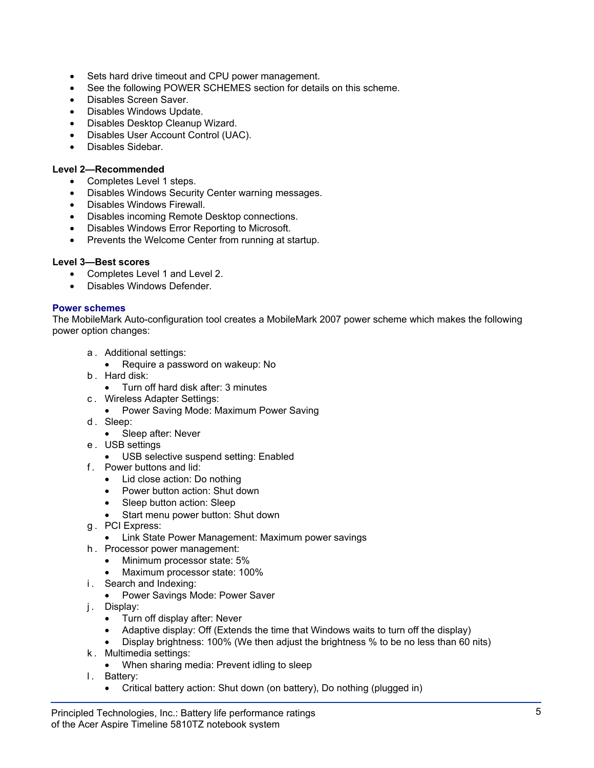- Sets hard drive timeout and CPU power management.
- See the following POWER SCHEMES section for details on this scheme.
- Disables Screen Saver.
- Disables Windows Update.
- Disables Desktop Cleanup Wizard.
- Disables User Account Control (UAC).
- Disables Sidebar.

**Level 2—Recommended**

- Completes Level 1 steps.
- Disables Windows Security Center warning messages.
- Disables Windows Firewall.
- Disables incoming Remote Desktop connections.
- Disables Windows Error Reporting to Microsoft.
- Prevents the Welcome Center from running at startup.

**Level 3—Best scores**

- Completes Level 1 and Level 2.
- Disables Windows Defender.

### Power schemes

The MobileMark Auto-configuration tool creates a MobileMark 2007 power scheme which makes the following power option changes:

a. Additional settings:
   - Require a password on wakeup: No
b. Hard disk:
   - Turn off hard disk after: 3 minutes
c. Wireless Adapter Settings:
   - Power Saving Mode: Maximum Power Saving
d. Sleep:
   - Sleep after: Never
e. USB settings
   - USB selective suspend setting: Enabled
f. Power buttons and lid:
   - Lid close action: Do nothing
   - Power button action: Shut down
   - Sleep button action: Sleep
   - Start menu power button: Shut down
g. PCI Express:
   - Link State Power Management: Maximum power savings
h. Processor power management:
   - Minimum processor state: 5%
   - Maximum processor state: 100%
i. Search and Indexing:
   - Power Savings Mode: Power Saver
j. Display:
   - Turn off display after: Never
   - Adaptive display: Off (Extends the time that Windows waits to turn off the display)
   - Display brightness: 100% (We then adjust the brightness % to be no less than 60 nits)
k. Multimedia settings:
   - When sharing media: Prevent idling to sleep
l. Battery:
   - Critical battery action: Shut down (on battery), Do nothing (plugged in)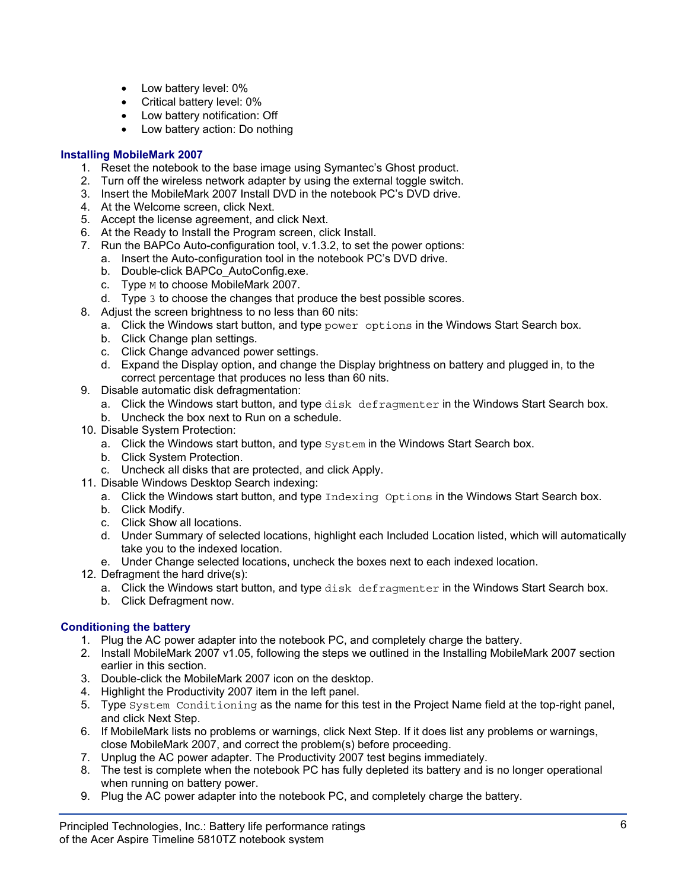- Low battery level: 0%
- Critical battery level: 0%
- Low battery notification: Off
- Low battery action: Do nothing

### Installing MobileMark 2007

1. Reset the notebook to the base image using Symantec's Ghost product.
2. Turn off the wireless network adapter by using the external toggle switch.
3. Insert the MobileMark 2007 Install DVD in the notebook PC's DVD drive.
4. At the Welcome screen, click Next.
5. Accept the license agreement, and click Next.
6. At the Ready to Install the Program screen, click Install.
7. Run the BAPCo Auto-configuration tool, v.1.3.2, to set the power options:
   a. Insert the Auto-configuration tool in the notebook PC's DVD drive.
   b. Double-click BAPCo_AutoConfig.exe.
   c. Type `M` to choose MobileMark 2007.
   d. Type `3` to choose the changes that produce the best possible scores.
8. Adjust the screen brightness to no less than 60 nits:
   a. Click the Windows start button, and type `power options` in the Windows Start Search box.
   b. Click Change plan settings.
   c. Click Change advanced power settings.
   d. Expand the Display option, and change the Display brightness on battery and plugged in, to the correct percentage that produces no less than 60 nits.
9. Disable automatic disk defragmentation:
   a. Click the Windows start button, and type `disk defragmenter` in the Windows Start Search box.
   b. Uncheck the box next to Run on a schedule.
10. Disable System Protection:
    a. Click the Windows start button, and type `System` in the Windows Start Search box.
    b. Click System Protection.
    c. Uncheck all disks that are protected, and click Apply.
11. Disable Windows Desktop Search indexing:
    a. Click the Windows start button, and type `Indexing Options` in the Windows Start Search box.
    b. Click Modify.
    c. Click Show all locations.
    d. Under Summary of selected locations, highlight each Included Location listed, which will automatically take you to the indexed location.
    e. Under Change selected locations, uncheck the boxes next to each indexed location.
12. Defragment the hard drive(s):
    a. Click the Windows start button, and type `disk defragmenter` in the Windows Start Search box.
    b. Click Defragment now.

### Conditioning the battery

1. Plug the AC power adapter into the notebook PC, and completely charge the battery.
2. Install MobileMark 2007 v1.05, following the steps we outlined in the Installing MobileMark 2007 section earlier in this section.
3. Double-click the MobileMark 2007 icon on the desktop.
4. Highlight the Productivity 2007 item in the left panel.
5. Type `System Conditioning` as the name for this test in the Project Name field at the top-right panel, and click Next Step.
6. If MobileMark lists no problems or warnings, click Next Step. If it does list any problems or warnings, close MobileMark 2007, and correct the problem(s) before proceeding.
7. Unplug the AC power adapter. The Productivity 2007 test begins immediately.
8. The test is complete when the notebook PC has fully depleted its battery and is no longer operational when running on battery power.
9. Plug the AC power adapter into the notebook PC, and completely charge the battery.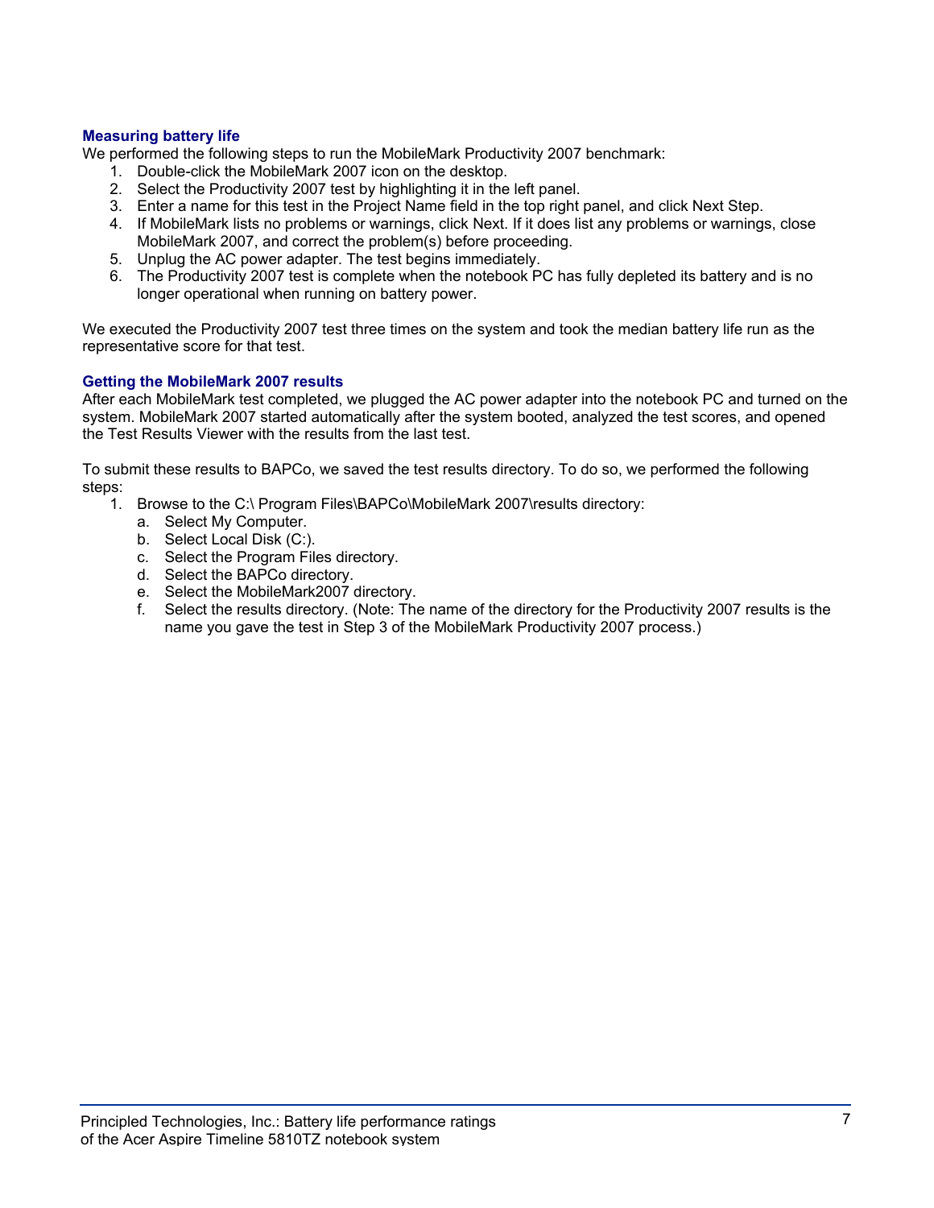### Measuring battery life

We performed the following steps to run the MobileMark Productivity 2007 benchmark:

1. Double-click the MobileMark 2007 icon on the desktop.
2. Select the Productivity 2007 test by highlighting it in the left panel.
3. Enter a name for this test in the Project Name field in the top right panel, and click Next Step.
4. If MobileMark lists no problems or warnings, click Next. If it does list any problems or warnings, close MobileMark 2007, and correct the problem(s) before proceeding.
5. Unplug the AC power adapter. The test begins immediately.
6. The Productivity 2007 test is complete when the notebook PC has fully depleted its battery and is no longer operational when running on battery power.

We executed the Productivity 2007 test three times on the system and took the median battery life run as the representative score for that test.

### Getting the MobileMark 2007 results

After each MobileMark test completed, we plugged the AC power adapter into the notebook PC and turned on the system. MobileMark 2007 started automatically after the system booted, analyzed the test scores, and opened the Test Results Viewer with the results from the last test.

To submit these results to BAPCo, we saved the test results directory. To do so, we performed the following steps:

1. Browse to the C:\ Program Files\BAPCo\MobileMark 2007\results directory:
   a. Select My Computer.
   b. Select Local Disk (C:).
   c. Select the Program Files directory.
   d. Select the BAPCo directory.
   e. Select the MobileMark2007 directory.
   f. Select the results directory. (Note: The name of the directory for the Productivity 2007 results is the name you gave the test in Step 3 of the MobileMark Productivity 2007 process.)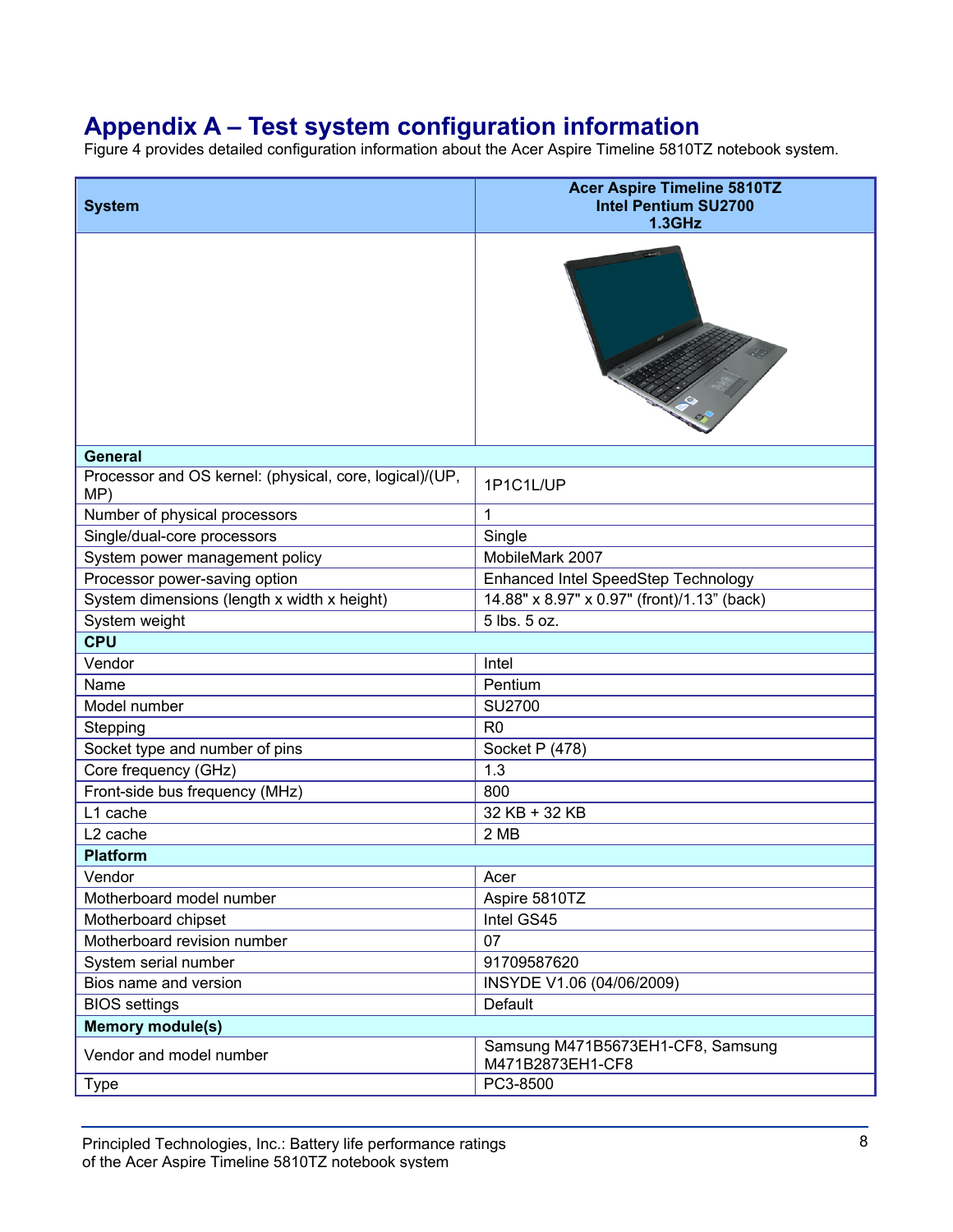# Appendix A – Test system configuration information

Figure 4 provides detailed configuration information about the Acer Aspire Timeline 5810TZ notebook system.

| System | Acer Aspire Timeline 5810TZ Intel Pentium SU2700 1.3GHz |
|---|---|
| | |
| **General** | |
| Processor and OS kernel: (physical, core, logical)/(UP, MP) | 1P1C1L/UP |
| Number of physical processors | 1 |
| Single/dual-core processors | Single |
| System power management policy | MobileMark 2007 |
| Processor power-saving option | Enhanced Intel SpeedStep Technology |
| System dimensions (length x width x height) | 14.88" x 8.97" x 0.97" (front)/1.13" (back) |
| System weight | 5 lbs. 5 oz. |
| **CPU** | |
| Vendor | Intel |
| Name | Pentium |
| Model number | SU2700 |
| Stepping | R0 |
| Socket type and number of pins | Socket P (478) |
| Core frequency (GHz) | 1.3 |
| Front-side bus frequency (MHz) | 800 |
| L1 cache | 32 KB + 32 KB |
| L2 cache | 2 MB |
| **Platform** | |
| Vendor | Acer |
| Motherboard model number | Aspire 5810TZ |
| Motherboard chipset | Intel GS45 |
| Motherboard revision number | 07 |
| System serial number | 91709587620 |
| Bios name and version | INSYDE V1.06 (04/06/2009) |
| BIOS settings | Default |
| **Memory module(s)** | |
| Vendor and model number | Samsung M471B5673EH1-CF8, Samsung M471B2873EH1-CF8 |
| Type | PC3-8500 |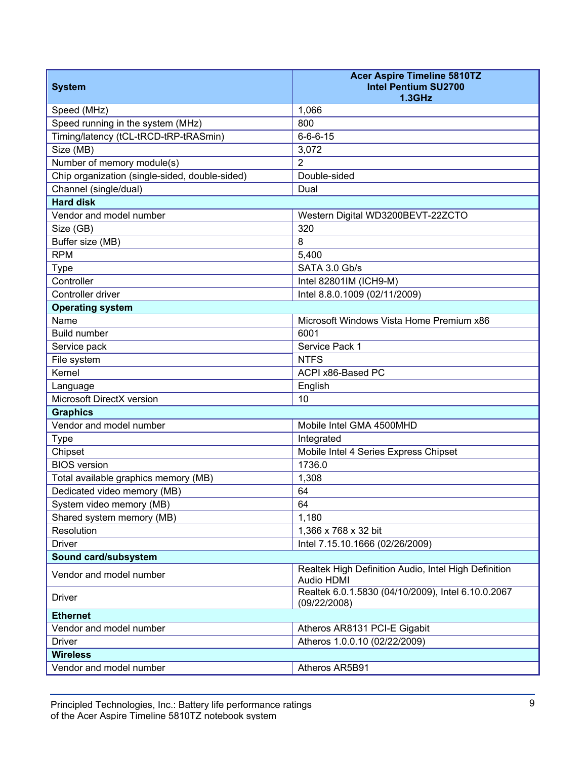| System | Acer Aspire Timeline 5810TZ<br>Intel Pentium SU2700<br>1.3GHz |
|---|---|
| Speed (MHz) | 1,066 |
| Speed running in the system (MHz) | 800 |
| Timing/latency (tCL-tRCD-tRP-tRASmin) | 6-6-6-15 |
| Size (MB) | 3,072 |
| Number of memory module(s) | 2 |
| Chip organization (single-sided, double-sided) | Double-sided |
| Channel (single/dual) | Dual |
| **Hard disk** | |
| Vendor and model number | Western Digital WD3200BEVT-22ZCTO |
| Size (GB) | 320 |
| Buffer size (MB) | 8 |
| RPM | 5,400 |
| Type | SATA 3.0 Gb/s |
| Controller | Intel 82801IM (ICH9-M) |
| Controller driver | Intel 8.8.0.1009 (02/11/2009) |
| **Operating system** | |
| Name | Microsoft Windows Vista Home Premium x86 |
| Build number | 6001 |
| Service pack | Service Pack 1 |
| File system | NTFS |
| Kernel | ACPI x86-Based PC |
| Language | English |
| Microsoft DirectX version | 10 |
| **Graphics** | |
| Vendor and model number | Mobile Intel GMA 4500MHD |
| Type | Integrated |
| Chipset | Mobile Intel 4 Series Express Chipset |
| BIOS version | 1736.0 |
| Total available graphics memory (MB) | 1,308 |
| Dedicated video memory (MB) | 64 |
| System video memory (MB) | 64 |
| Shared system memory (MB) | 1,180 |
| Resolution | 1,366 x 768 x 32 bit |
| Driver | Intel 7.15.10.1666 (02/26/2009) |
| **Sound card/subsystem** | |
| Vendor and model number | Realtek High Definition Audio, Intel High Definition Audio HDMI |
| Driver | Realtek 6.0.1.5830 (04/10/2009), Intel 6.10.0.2067 (09/22/2008) |
| **Ethernet** | |
| Vendor and model number | Atheros AR8131 PCI-E Gigabit |
| Driver | Atheros 1.0.0.10 (02/22/2009) |
| **Wireless** | |
| Vendor and model number | Atheros AR5B91 |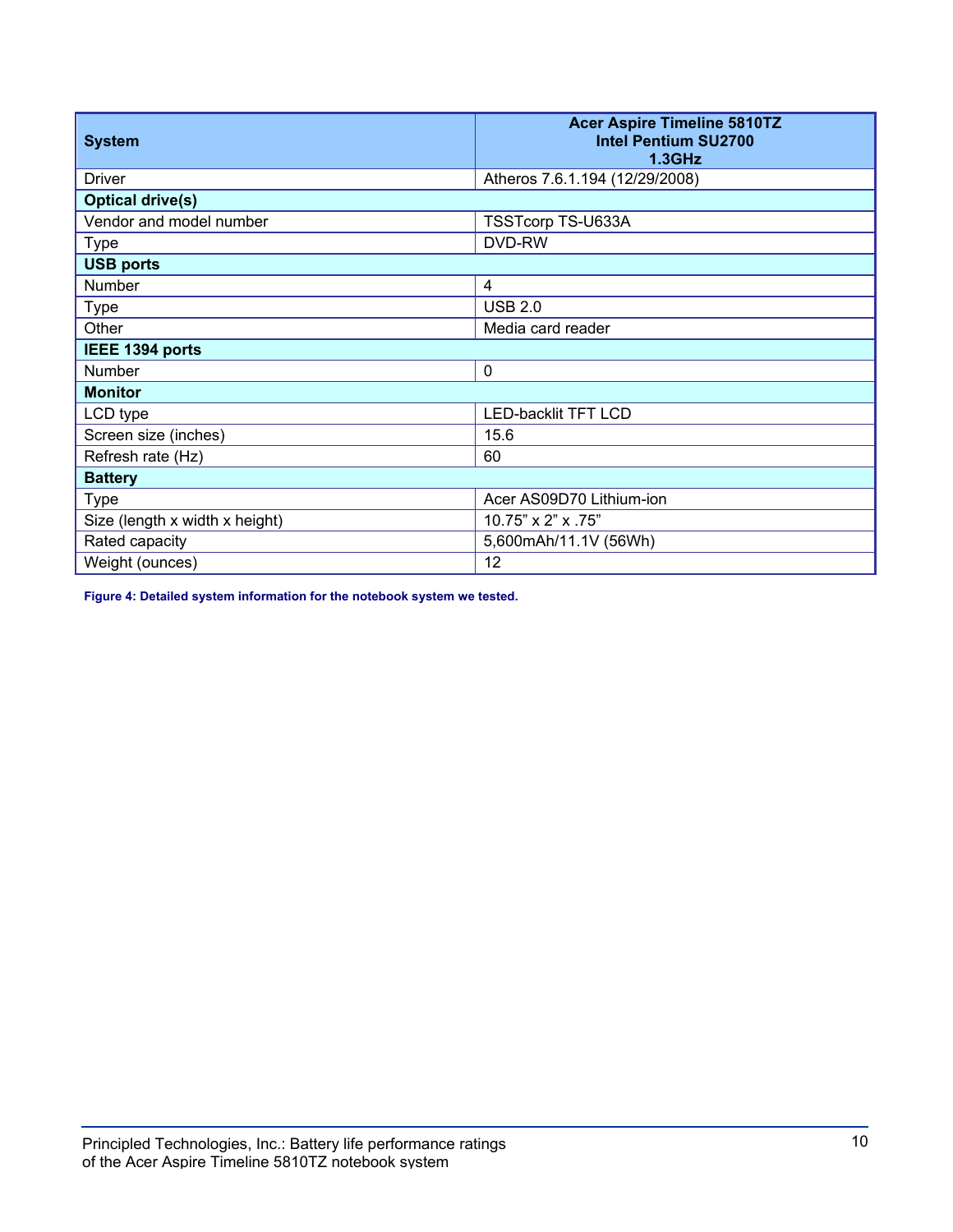| System | Acer Aspire Timeline 5810TZ Intel Pentium SU2700 1.3GHz |
|---|---|
| Driver | Atheros 7.6.1.194 (12/29/2008) |
| **Optical drive(s)** | |
| Vendor and model number | TSSTcorp TS-U633A |
| Type | DVD-RW |
| **USB ports** | |
| Number | 4 |
| Type | USB 2.0 |
| Other | Media card reader |
| **IEEE 1394 ports** | |
| Number | 0 |
| **Monitor** | |
| LCD type | LED-backlit TFT LCD |
| Screen size (inches) | 15.6 |
| Refresh rate (Hz) | 60 |
| **Battery** | |
| Type | Acer AS09D70 Lithium-ion |
| Size (length x width x height) | 10.75” x 2” x .75” |
| Rated capacity | 5,600mAh/11.1V (56Wh) |
| Weight (ounces) | 12 |

**Figure 4: Detailed system information for the notebook system we tested.**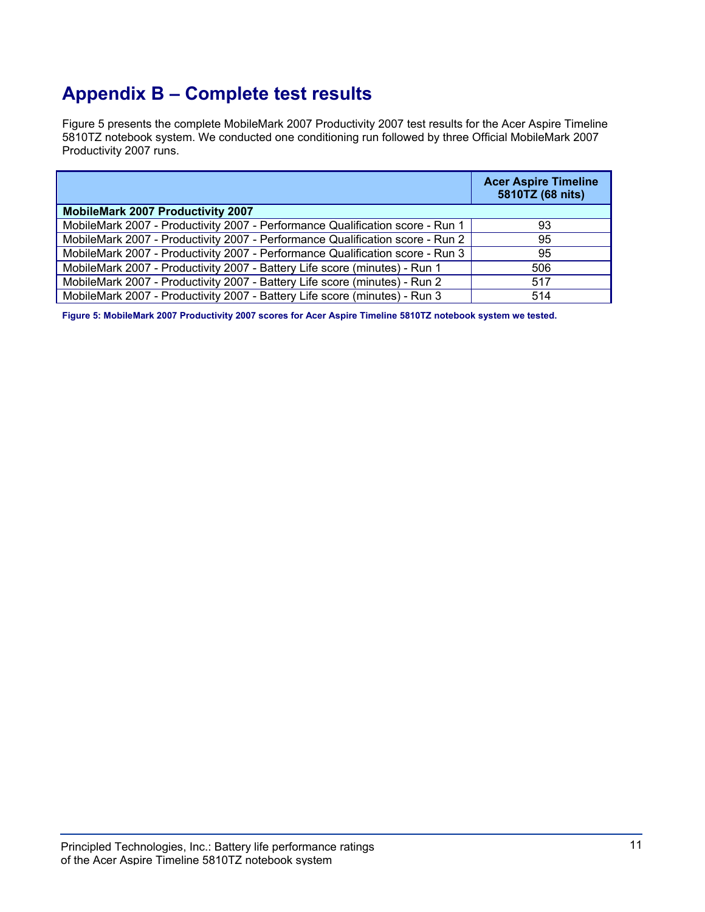# Appendix B – Complete test results

Figure 5 presents the complete MobileMark 2007 Productivity 2007 test results for the Acer Aspire Timeline 5810TZ notebook system. We conducted one conditioning run followed by three Official MobileMark 2007 Productivity 2007 runs.

| | Acer Aspire Timeline 5810TZ (68 nits) |
|---|---|
| **MobileMark 2007 Productivity 2007** | |
| MobileMark 2007 - Productivity 2007 - Performance Qualification score - Run 1 | 93 |
| MobileMark 2007 - Productivity 2007 - Performance Qualification score - Run 2 | 95 |
| MobileMark 2007 - Productivity 2007 - Performance Qualification score - Run 3 | 95 |
| MobileMark 2007 - Productivity 2007 - Battery Life score (minutes) - Run 1 | 506 |
| MobileMark 2007 - Productivity 2007 - Battery Life score (minutes) - Run 2 | 517 |
| MobileMark 2007 - Productivity 2007 - Battery Life score (minutes) - Run 3 | 514 |

**Figure 5: MobileMark 2007 Productivity 2007 scores for Acer Aspire Timeline 5810TZ notebook system we tested.**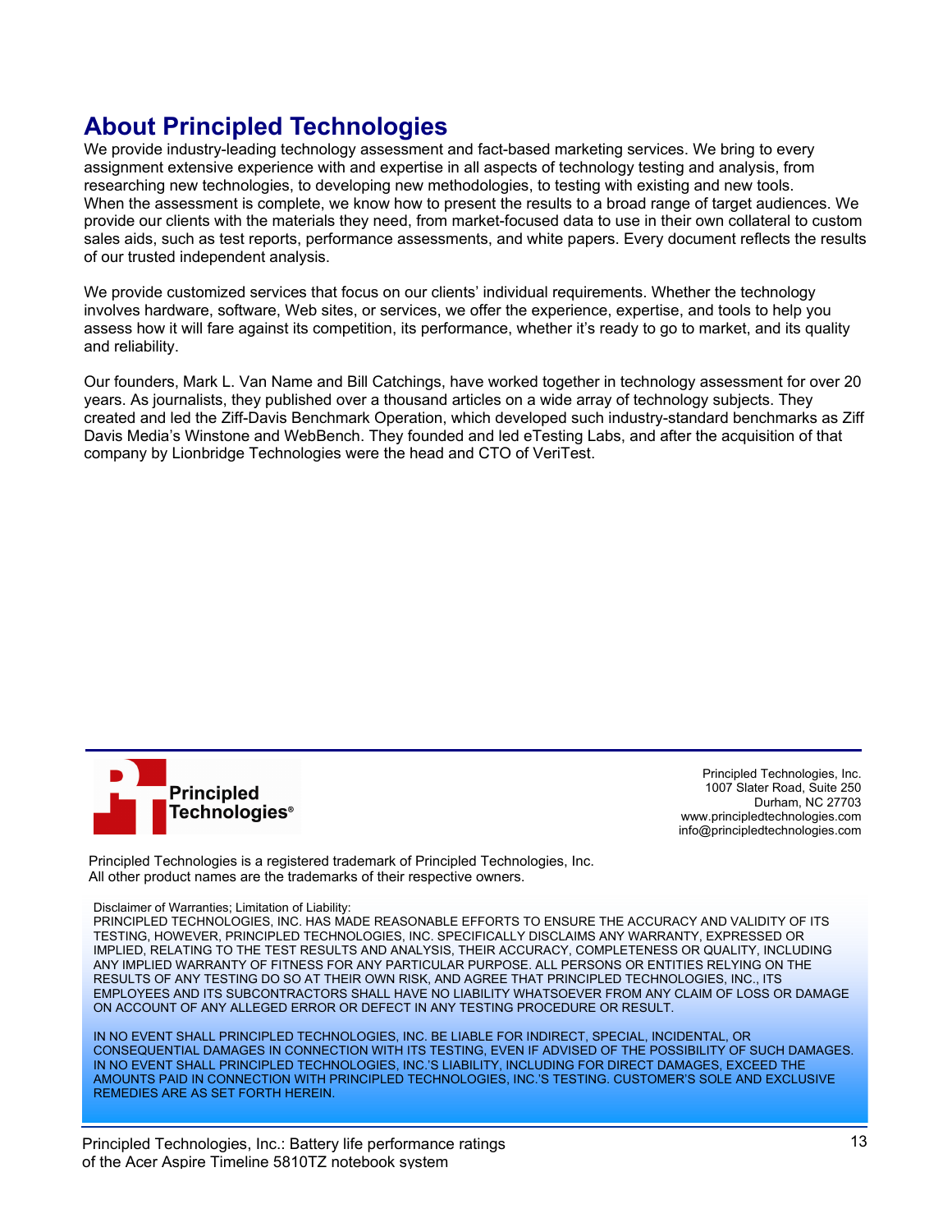# About Principled Technologies

We provide industry-leading technology assessment and fact-based marketing services. We bring to every assignment extensive experience with and expertise in all aspects of technology testing and analysis, from researching new technologies, to developing new methodologies, to testing with existing and new tools.
When the assessment is complete, we know how to present the results to a broad range of target audiences. We provide our clients with the materials they need, from market-focused data to use in their own collateral to custom sales aids, such as test reports, performance assessments, and white papers. Every document reflects the results of our trusted independent analysis.

We provide customized services that focus on our clients' individual requirements. Whether the technology involves hardware, software, Web sites, or services, we offer the experience, expertise, and tools to help you assess how it will fare against its competition, its performance, whether it's ready to go to market, and its quality and reliability.

Our founders, Mark L. Van Name and Bill Catchings, have worked together in technology assessment for over 20 years. As journalists, they published over a thousand articles on a wide array of technology subjects. They created and led the Ziff-Davis Benchmark Operation, which developed such industry-standard benchmarks as Ziff Davis Media's Winstone and WebBench. They founded and led eTesting Labs, and after the acquisition of that company by Lionbridge Technologies were the head and CTO of VeriTest.

Principled Technologies®

Principled Technologies, Inc.
1007 Slater Road, Suite 250
Durham, NC 27703
www.principledtechnologies.com
info@principledtechnologies.com

Principled Technologies is a registered trademark of Principled Technologies, Inc.
All other product names are the trademarks of their respective owners.

Disclaimer of Warranties; Limitation of Liability:
PRINCIPLED TECHNOLOGIES, INC. HAS MADE REASONABLE EFFORTS TO ENSURE THE ACCURACY AND VALIDITY OF ITS TESTING, HOWEVER, PRINCIPLED TECHNOLOGIES, INC. SPECIFICALLY DISCLAIMS ANY WARRANTY, EXPRESSED OR IMPLIED, RELATING TO THE TEST RESULTS AND ANALYSIS, THEIR ACCURACY, COMPLETENESS OR QUALITY, INCLUDING ANY IMPLIED WARRANTY OF FITNESS FOR ANY PARTICULAR PURPOSE. ALL PERSONS OR ENTITIES RELYING ON THE RESULTS OF ANY TESTING DO SO AT THEIR OWN RISK, AND AGREE THAT PRINCIPLED TECHNOLOGIES, INC., ITS EMPLOYEES AND ITS SUBCONTRACTORS SHALL HAVE NO LIABILITY WHATSOEVER FROM ANY CLAIM OF LOSS OR DAMAGE ON ACCOUNT OF ANY ALLEGED ERROR OR DEFECT IN ANY TESTING PROCEDURE OR RESULT.

IN NO EVENT SHALL PRINCIPLED TECHNOLOGIES, INC. BE LIABLE FOR INDIRECT, SPECIAL, INCIDENTAL, OR CONSEQUENTIAL DAMAGES IN CONNECTION WITH ITS TESTING, EVEN IF ADVISED OF THE POSSIBILITY OF SUCH DAMAGES. IN NO EVENT SHALL PRINCIPLED TECHNOLOGIES, INC.'S LIABILITY, INCLUDING FOR DIRECT DAMAGES, EXCEED THE AMOUNTS PAID IN CONNECTION WITH PRINCIPLED TECHNOLOGIES, INC.'S TESTING. CUSTOMER'S SOLE AND EXCLUSIVE REMEDIES ARE AS SET FORTH HEREIN.